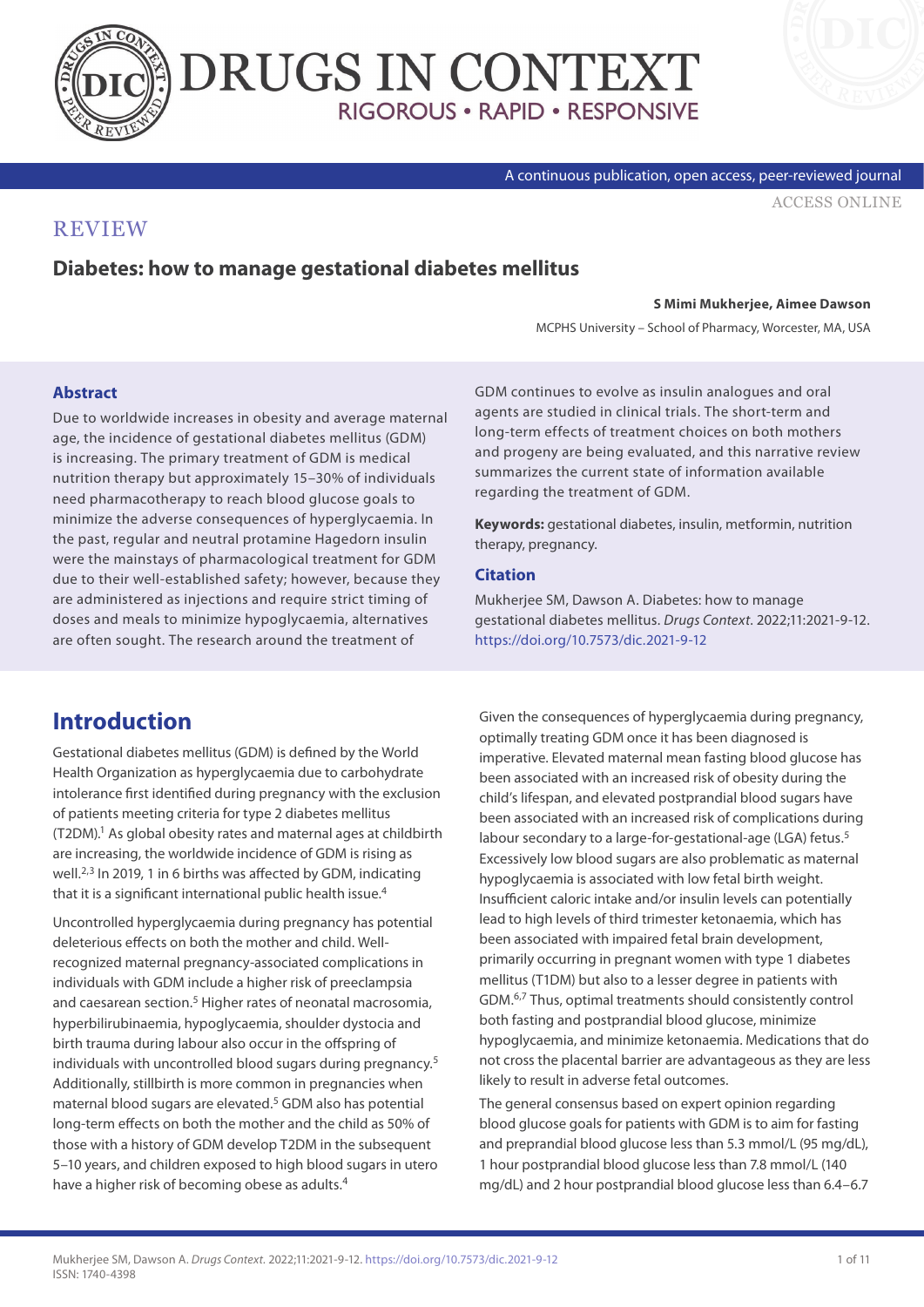REVIEW

# Diabetes: how to manage gestational diabetes mellitus

**S Mimi Mukherjee, Aimee Dawson**

MCPHS University – School of Pharmacy, Worcester, MA, USA

### Abstract

Due to worldwide increases in obesity and average maternal age, the incidence of gestational diabetes mellitus (GDM) is increasing. The primary treatment of GDM is medical nutrition therapy but approximately 15–30% of individuals need pharmacotherapy to reach blood glucose goals to minimize the adverse consequences of hyperglycaemia. In the past, regular and neutral protamine Hagedorn insulin were the mainstays of pharmacological treatment for GDM due to their well-established safety; however, because they are administered as injections and require strict timing of doses and meals to minimize hypoglycaemia, alternatives are often sought. The research around the treatment of GDM continues to evolve as insulin analogues and oral agents are studied in clinical trials. The short-term and long-term effects of treatment choices on both mothers and progeny are being evaluated, and this narrative review summarizes the current state of information available regarding the treatment of GDM.

**Keywords:** gestational diabetes, insulin, metformin, nutrition therapy, pregnancy.

### Citation

Mukherjee SM, Dawson A. Diabetes: how to manage gestational diabetes mellitus. *Drugs Context*. 2022;11:2021-9-12. https://doi.org/10.7573/dic.2021-9-12

## Introduction

Gestational diabetes mellitus (GDM) is defined by the World Health Organization as hyperglycaemia due to carbohydrate intolerance first identified during pregnancy with the exclusion of patients meeting criteria for type 2 diabetes mellitus (T2DM).[1] As global obesity rates and maternal ages at childbirth are increasing, the worldwide incidence of GDM is rising as well.[2,3] In 2019, 1 in 6 births was affected by GDM, indicating that it is a significant international public health issue.[4]

Uncontrolled hyperglycaemia during pregnancy has potential deleterious effects on both the mother and child. Well-recognized maternal pregnancy-associated complications in individuals with GDM include a higher risk of preeclampsia and caesarean section.[5] Higher rates of neonatal macrosomia, hyperbilirubinaemia, hypoglycaemia, shoulder dystocia and birth trauma during labour also occur in the offspring of individuals with uncontrolled blood sugars during pregnancy.[5] Additionally, stillbirth is more common in pregnancies when maternal blood sugars are elevated.[5] GDM also has potential long-term effects on both the mother and the child as 50% of those with a history of GDM develop T2DM in the subsequent 5–10 years, and children exposed to high blood sugars in utero have a higher risk of becoming obese as adults.[4]

Given the consequences of hyperglycaemia during pregnancy, optimally treating GDM once it has been diagnosed is imperative. Elevated maternal mean fasting blood glucose has been associated with an increased risk of obesity during the child's lifespan, and elevated postprandial blood sugars have been associated with an increased risk of complications during labour secondary to a large-for-gestational-age (LGA) fetus.[5] Excessively low blood sugars are also problematic as maternal hypoglycaemia is associated with low fetal birth weight. Insufficient caloric intake and/or insulin levels can potentially lead to high levels of third trimester ketonaemia, which has been associated with impaired fetal brain development, primarily occurring in pregnant women with type 1 diabetes mellitus (T1DM) but also to a lesser degree in patients with GDM.[6,7] Thus, optimal treatments should consistently control both fasting and postprandial blood glucose, minimize hypoglycaemia, and minimize ketonaemia. Medications that do not cross the placental barrier are advantageous as they are less likely to result in adverse fetal outcomes.

The general consensus based on expert opinion regarding blood glucose goals for patients with GDM is to aim for fasting and preprandial blood glucose less than 5.3 mmol/L (95 mg/dL), 1 hour postprandial blood glucose less than 7.8 mmol/L (140 mg/dL) and 2 hour postprandial blood glucose less than 6.4–6.7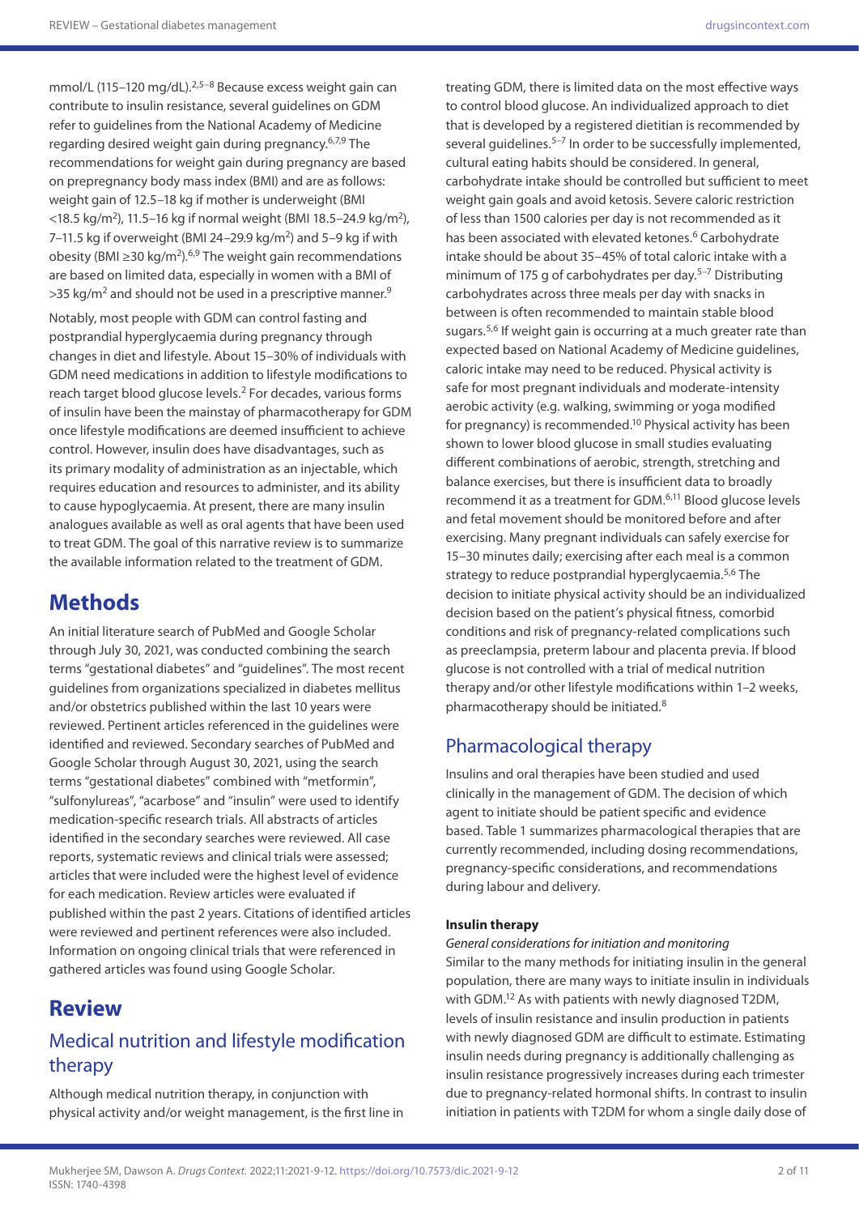mmol/L (115–120 mg/dL).[2,5–8] Because excess weight gain can contribute to insulin resistance, several guidelines on GDM refer to guidelines from the National Academy of Medicine regarding desired weight gain during pregnancy.[6,7,9] The recommendations for weight gain during pregnancy are based on prepregnancy body mass index (BMI) and are as follows: weight gain of 12.5–18 kg if mother is underweight (BMI <18.5 kg/m$^2$), 11.5–16 kg if normal weight (BMI 18.5–24.9 kg/m$^2$), 7–11.5 kg if overweight (BMI 24–29.9 kg/m$^2$) and 5–9 kg if with obesity (BMI ≥30 kg/m$^2$).[6,9] The weight gain recommendations are based on limited data, especially in women with a BMI of >35 kg/m$^2$ and should not be used in a prescriptive manner.[9]

Notably, most people with GDM can control fasting and postprandial hyperglycaemia during pregnancy through changes in diet and lifestyle. About 15–30% of individuals with GDM need medications in addition to lifestyle modifications to reach target blood glucose levels.[2] For decades, various forms of insulin have been the mainstay of pharmacotherapy for GDM once lifestyle modifications are deemed insufficient to achieve control. However, insulin does have disadvantages, such as its primary modality of administration as an injectable, which requires education and resources to administer, and its ability to cause hypoglycaemia. At present, there are many insulin analogues available as well as oral agents that have been used to treat GDM. The goal of this narrative review is to summarize the available information related to the treatment of GDM.

# Methods

An initial literature search of PubMed and Google Scholar through July 30, 2021, was conducted combining the search terms "gestational diabetes" and "guidelines". The most recent guidelines from organizations specialized in diabetes mellitus and/or obstetrics published within the last 10 years were reviewed. Pertinent articles referenced in the guidelines were identified and reviewed. Secondary searches of PubMed and Google Scholar through August 30, 2021, using the search terms "gestational diabetes" combined with "metformin", "sulfonylureas", "acarbose" and "insulin" were used to identify medication-specific research trials. All abstracts of articles identified in the secondary searches were reviewed. All case reports, systematic reviews and clinical trials were assessed; articles that were included were the highest level of evidence for each medication. Review articles were evaluated if published within the past 2 years. Citations of identified articles were reviewed and pertinent references were also included. Information on ongoing clinical trials that were referenced in gathered articles was found using Google Scholar.

# Review

## Medical nutrition and lifestyle modification therapy

Although medical nutrition therapy, in conjunction with physical activity and/or weight management, is the first line in treating GDM, there is limited data on the most effective ways to control blood glucose. An individualized approach to diet that is developed by a registered dietitian is recommended by several guidelines.[5–7] In order to be successfully implemented, cultural eating habits should be considered. In general, carbohydrate intake should be controlled but sufficient to meet weight gain goals and avoid ketosis. Severe caloric restriction of less than 1500 calories per day is not recommended as it has been associated with elevated ketones.[6] Carbohydrate intake should be about 35–45% of total caloric intake with a minimum of 175 g of carbohydrates per day.[5–7] Distributing carbohydrates across three meals per day with snacks in between is often recommended to maintain stable blood sugars.[5,6] If weight gain is occurring at a much greater rate than expected based on National Academy of Medicine guidelines, caloric intake may need to be reduced. Physical activity is safe for most pregnant individuals and moderate-intensity aerobic activity (e.g. walking, swimming or yoga modified for pregnancy) is recommended.[10] Physical activity has been shown to lower blood glucose in small studies evaluating different combinations of aerobic, strength, stretching and balance exercises, but there is insufficient data to broadly recommend it as a treatment for GDM.[6,11] Blood glucose levels and fetal movement should be monitored before and after exercising. Many pregnant individuals can safely exercise for 15–30 minutes daily; exercising after each meal is a common strategy to reduce postprandial hyperglycaemia.[5,6] The decision to initiate physical activity should be an individualized decision based on the patient's physical fitness, comorbid conditions and risk of pregnancy-related complications such as preeclampsia, preterm labour and placenta previa. If blood glucose is not controlled with a trial of medical nutrition therapy and/or other lifestyle modifications within 1–2 weeks, pharmacotherapy should be initiated.[8]

## Pharmacological therapy

Insulins and oral therapies have been studied and used clinically in the management of GDM. The decision of which agent to initiate should be patient specific and evidence based. Table 1 summarizes pharmacological therapies that are currently recommended, including dosing recommendations, pregnancy-specific considerations, and recommendations during labour and delivery.

### Insulin therapy

*General considerations for initiation and monitoring*

Similar to the many methods for initiating insulin in the general population, there are many ways to initiate insulin in individuals with GDM.[12] As with patients with newly diagnosed T2DM, levels of insulin resistance and insulin production in patients with newly diagnosed GDM are difficult to estimate. Estimating insulin needs during pregnancy is additionally challenging as insulin resistance progressively increases during each trimester due to pregnancy-related hormonal shifts. In contrast to insulin initiation in patients with T2DM for whom a single daily dose of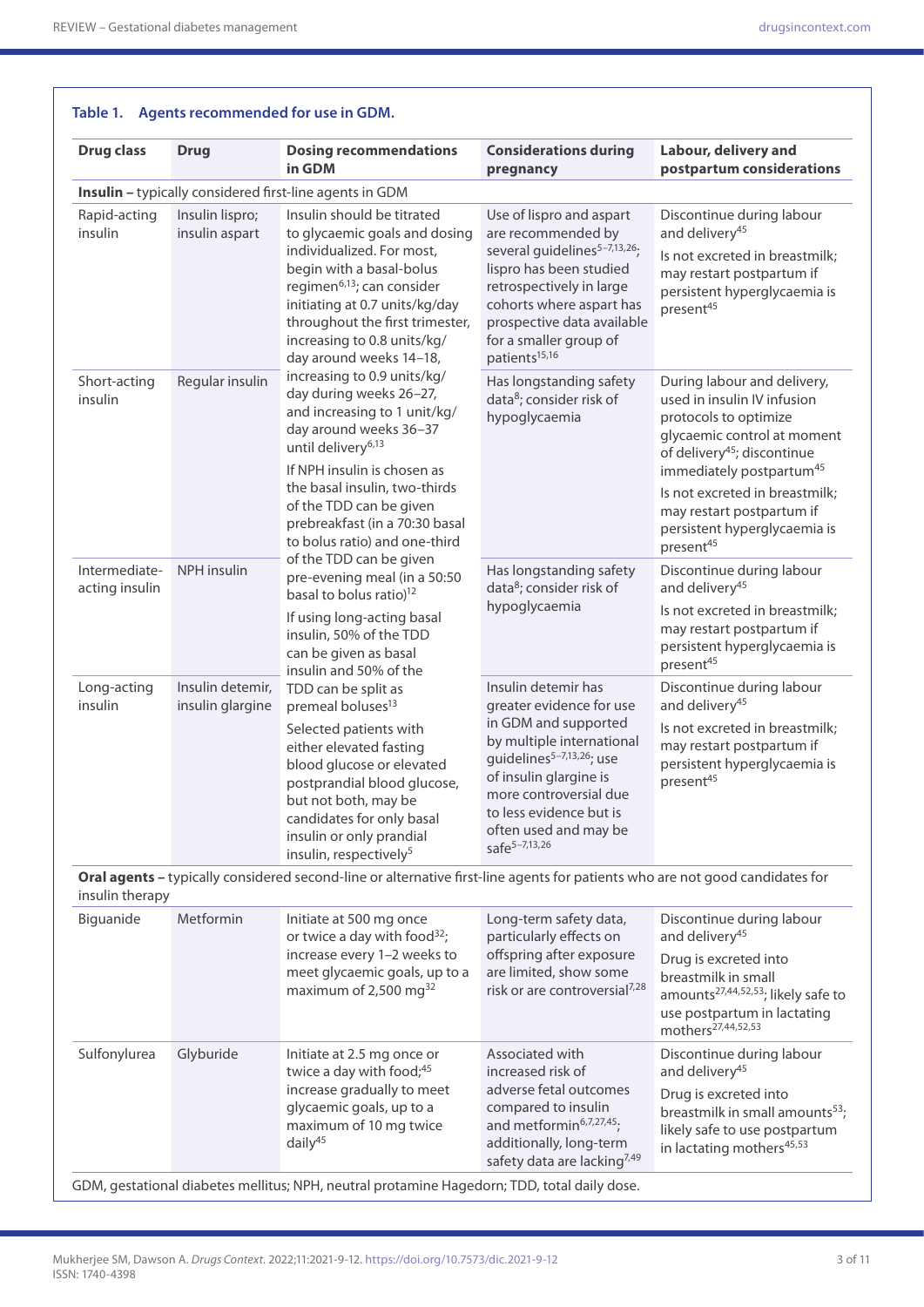**Table 1. Agents recommended for use in GDM.**

| Drug class | Drug | Dosing recommendations in GDM | Considerations during pregnancy | Labour, delivery and postpartum considerations |
|---|---|---|---|---|
| **Insulin –** typically considered first-line agents in GDM | | | | |
| Rapid-acting insulin | Insulin lispro; insulin aspart | Insulin should be titrated to glycaemic goals and dosing individualized. For most, begin with a basal-bolus regimen[6,13]; can consider initiating at 0.7 units/kg/day throughout the first trimester, increasing to 0.8 units/kg/day around weeks 14–18, increasing to 0.9 units/kg/day during weeks 26–27, and increasing to 1 unit/kg/day around weeks 36–37 until delivery[6,13]<br>If NPH insulin is chosen as the basal insulin, two-thirds of the TDD can be given prebreakfast (in a 70:30 basal to bolus ratio) and one-third of the TDD can be given pre-evening meal (in a 50:50 basal to bolus ratio)[12]<br>If using long-acting basal insulin, 50% of the TDD can be given as basal insulin and 50% of the TDD can be split as premeal boluses[13]<br>Selected patients with either elevated fasting blood glucose or elevated postprandial blood glucose, but not both, may be candidates for only basal insulin or only prandial insulin, respectively[5] | Use of lispro and aspart are recommended by several guidelines[5–7,13,26]; lispro has been studied retrospectively in large cohorts where aspart has prospective data available for a smaller group of patients[15,16] | Discontinue during labour and delivery[45]<br>Is not excreted in breastmilk; may restart postpartum if persistent hyperglycaemia is present[45] |
| Short-acting insulin | Regular insulin | | Has longstanding safety data[8]; consider risk of hypoglycaemia | During labour and delivery, used in insulin IV infusion protocols to optimize glycaemic control at moment of delivery[45]; discontinue immediately postpartum[45]<br>Is not excreted in breastmilk; may restart postpartum if persistent hyperglycaemia is present[45] |
| Intermediate-acting insulin | NPH insulin | | Has longstanding safety data[8]; consider risk of hypoglycaemia | Discontinue during labour and delivery[45]<br>Is not excreted in breastmilk; may restart postpartum if persistent hyperglycaemia is present[45] |
| Long-acting insulin | Insulin detemir, insulin glargine | | Insulin detemir has greater evidence for use in GDM and supported by multiple international guidelines[5–7,13,26]; use of insulin glargine is more controversial due to less evidence but is often used and may be safe[5–7,13,26] | Discontinue during labour and delivery[45]<br>Is not excreted in breastmilk; may restart postpartum if persistent hyperglycaemia is present[45] |
| **Oral agents –** typically considered second-line or alternative first-line agents for patients who are not good candidates for insulin therapy | | | | |
| Biguanide | Metformin | Initiate at 500 mg once or twice a day with food[32]; increase every 1–2 weeks to meet glycaemic goals, up to a maximum of 2,500 mg[32] | Long-term safety data, particularly effects on offspring after exposure are limited, show some risk or are controversial[7,28] | Discontinue during labour and delivery[45]<br>Drug is excreted into breastmilk in small amounts[27,44,52,53]; likely safe to use postpartum in lactating mothers[27,44,52,53] |
| Sulfonylurea | Glyburide | Initiate at 2.5 mg once or twice a day with food;[45] increase gradually to meet glycaemic goals, up to a maximum of 10 mg twice daily[45] | Associated with increased risk of adverse fetal outcomes compared to insulin and metformin[6,7,27,45]; additionally, long-term safety data are lacking[7,49] | Discontinue during labour and delivery[45]<br>Drug is excreted into breastmilk in small amounts[53]; likely safe to use postpartum in lactating mothers[45,53] |

GDM, gestational diabetes mellitus; NPH, neutral protamine Hagedorn; TDD, total daily dose.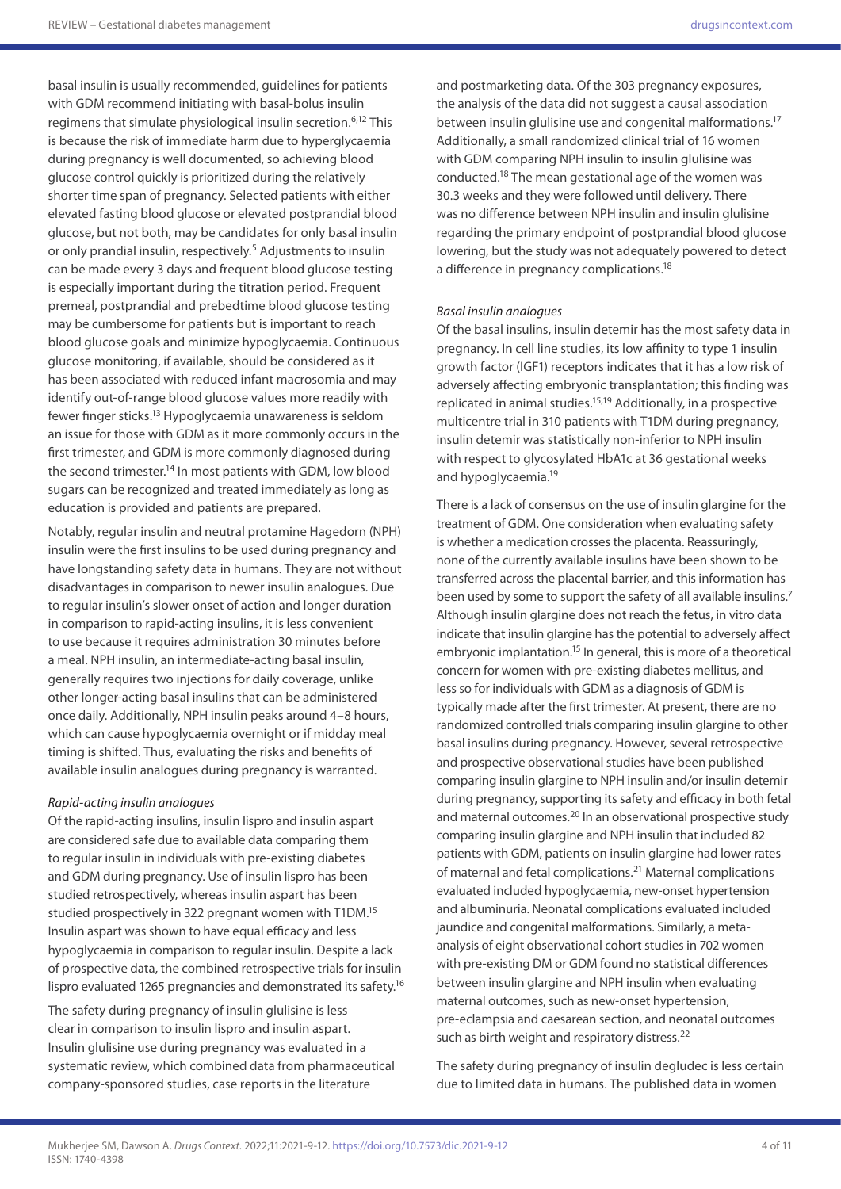basal insulin is usually recommended, guidelines for patients with GDM recommend initiating with basal-bolus insulin regimens that simulate physiological insulin secretion.[6,12] This is because the risk of immediate harm due to hyperglycaemia during pregnancy is well documented, so achieving blood glucose control quickly is prioritized during the relatively shorter time span of pregnancy. Selected patients with either elevated fasting blood glucose or elevated postprandial blood glucose, but not both, may be candidates for only basal insulin or only prandial insulin, respectively.[5] Adjustments to insulin can be made every 3 days and frequent blood glucose testing is especially important during the titration period. Frequent premeal, postprandial and prebedtime blood glucose testing may be cumbersome for patients but is important to reach blood glucose goals and minimize hypoglycaemia. Continuous glucose monitoring, if available, should be considered as it has been associated with reduced infant macrosomia and may identify out-of-range blood glucose values more readily with fewer finger sticks.[13] Hypoglycaemia unawareness is seldom an issue for those with GDM as it more commonly occurs in the first trimester, and GDM is more commonly diagnosed during the second trimester.[14] In most patients with GDM, low blood sugars can be recognized and treated immediately as long as education is provided and patients are prepared.

Notably, regular insulin and neutral protamine Hagedorn (NPH) insulin were the first insulins to be used during pregnancy and have longstanding safety data in humans. They are not without disadvantages in comparison to newer insulin analogues. Due to regular insulin's slower onset of action and longer duration in comparison to rapid-acting insulins, it is less convenient to use because it requires administration 30 minutes before a meal. NPH insulin, an intermediate-acting basal insulin, generally requires two injections for daily coverage, unlike other longer-acting basal insulins that can be administered once daily. Additionally, NPH insulin peaks around 4–8 hours, which can cause hypoglycaemia overnight or if midday meal timing is shifted. Thus, evaluating the risks and benefits of available insulin analogues during pregnancy is warranted.

*Rapid-acting insulin analogues*

Of the rapid-acting insulins, insulin lispro and insulin aspart are considered safe due to available data comparing them to regular insulin in individuals with pre-existing diabetes and GDM during pregnancy. Use of insulin lispro has been studied retrospectively, whereas insulin aspart has been studied prospectively in 322 pregnant women with T1DM.[15] Insulin aspart was shown to have equal efficacy and less hypoglycaemia in comparison to regular insulin. Despite a lack of prospective data, the combined retrospective trials for insulin lispro evaluated 1265 pregnancies and demonstrated its safety.[16]

The safety during pregnancy of insulin glulisine is less clear in comparison to insulin lispro and insulin aspart. Insulin glulisine use during pregnancy was evaluated in a systematic review, which combined data from pharmaceutical company-sponsored studies, case reports in the literature and postmarketing data. Of the 303 pregnancy exposures, the analysis of the data did not suggest a causal association between insulin glulisine use and congenital malformations.[17] Additionally, a small randomized clinical trial of 16 women with GDM comparing NPH insulin to insulin glulisine was conducted.[18] The mean gestational age of the women was 30.3 weeks and they were followed until delivery. There was no difference between NPH insulin and insulin glulisine regarding the primary endpoint of postprandial blood glucose lowering, but the study was not adequately powered to detect a difference in pregnancy complications.[18]

*Basal insulin analogues*

Of the basal insulins, insulin detemir has the most safety data in pregnancy. In cell line studies, its low affinity to type 1 insulin growth factor (IGF1) receptors indicates that it has a low risk of adversely affecting embryonic transplantation; this finding was replicated in animal studies.[15,19] Additionally, in a prospective multicentre trial in 310 patients with T1DM during pregnancy, insulin detemir was statistically non-inferior to NPH insulin with respect to glycosylated HbA1c at 36 gestational weeks and hypoglycaemia.[19]

There is a lack of consensus on the use of insulin glargine for the treatment of GDM. One consideration when evaluating safety is whether a medication crosses the placenta. Reassuringly, none of the currently available insulins have been shown to be transferred across the placental barrier, and this information has been used by some to support the safety of all available insulins.[7] Although insulin glargine does not reach the fetus, in vitro data indicate that insulin glargine has the potential to adversely affect embryonic implantation.[15] In general, this is more of a theoretical concern for women with pre-existing diabetes mellitus, and less so for individuals with GDM as a diagnosis of GDM is typically made after the first trimester. At present, there are no randomized controlled trials comparing insulin glargine to other basal insulins during pregnancy. However, several retrospective and prospective observational studies have been published comparing insulin glargine to NPH insulin and/or insulin detemir during pregnancy, supporting its safety and efficacy in both fetal and maternal outcomes.[20] In an observational prospective study comparing insulin glargine and NPH insulin that included 82 patients with GDM, patients on insulin glargine had lower rates of maternal and fetal complications.[21] Maternal complications evaluated included hypoglycaemia, new-onset hypertension and albuminuria. Neonatal complications evaluated included jaundice and congenital malformations. Similarly, a meta-analysis of eight observational cohort studies in 702 women with pre-existing DM or GDM found no statistical differences between insulin glargine and NPH insulin when evaluating maternal outcomes, such as new-onset hypertension, pre-eclampsia and caesarean section, and neonatal outcomes such as birth weight and respiratory distress.[22]

The safety during pregnancy of insulin degludec is less certain due to limited data in humans. The published data in women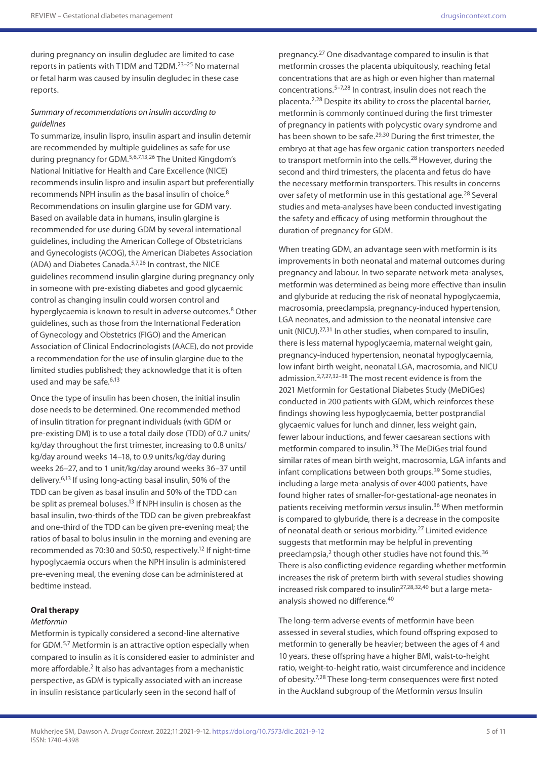during pregnancy on insulin degludec are limited to case reports in patients with T1DM and T2DM.[23–25] No maternal or fetal harm was caused by insulin degludec in these case reports.

*Summary of recommendations on insulin according to guidelines*

To summarize, insulin lispro, insulin aspart and insulin detemir are recommended by multiple guidelines as safe for use during pregnancy for GDM.[5,6,7,13,26] The United Kingdom's National Initiative for Health and Care Excellence (NICE) recommends insulin lispro and insulin aspart but preferentially recommends NPH insulin as the basal insulin of choice.[8] Recommendations on insulin glargine use for GDM vary. Based on available data in humans, insulin glargine is recommended for use during GDM by several international guidelines, including the American College of Obstetricians and Gynecologists (ACOG), the American Diabetes Association (ADA) and Diabetes Canada.[5,7,26] In contrast, the NICE guidelines recommend insulin glargine during pregnancy only in someone with pre-existing diabetes and good glycaemic control as changing insulin could worsen control and hyperglycaemia is known to result in adverse outcomes.[8] Other guidelines, such as those from the International Federation of Gynecology and Obstetrics (FIGO) and the American Association of Clinical Endocrinologists (AACE), do not provide a recommendation for the use of insulin glargine due to the limited studies published; they acknowledge that it is often used and may be safe.[6,13]

Once the type of insulin has been chosen, the initial insulin dose needs to be determined. One recommended method of insulin titration for pregnant individuals (with GDM or pre-existing DM) is to use a total daily dose (TDD) of 0.7 units/kg/day throughout the first trimester, increasing to 0.8 units/kg/day around weeks 14–18, to 0.9 units/kg/day during weeks 26–27, and to 1 unit/kg/day around weeks 36–37 until delivery.[6,13] If using long-acting basal insulin, 50% of the TDD can be given as basal insulin and 50% of the TDD can be split as premeal boluses.[13] If NPH insulin is chosen as the basal insulin, two-thirds of the TDD can be given prebreakfast and one-third of the TDD can be given pre-evening meal; the ratios of basal to bolus insulin in the morning and evening are recommended as 70:30 and 50:50, respectively.[12] If night-time hypoglycaemia occurs when the NPH insulin is administered pre-evening meal, the evening dose can be administered at bedtime instead.

## Oral therapy

### *Metformin*

Metformin is typically considered a second-line alternative for GDM.[5,7] Metformin is an attractive option especially when compared to insulin as it is considered easier to administer and more affordable.[2] It also has advantages from a mechanistic perspective, as GDM is typically associated with an increase in insulin resistance particularly seen in the second half of pregnancy.[27] One disadvantage compared to insulin is that metformin crosses the placenta ubiquitously, reaching fetal concentrations that are as high or even higher than maternal concentrations.[5–7,28] In contrast, insulin does not reach the placenta.[2,28] Despite its ability to cross the placental barrier, metformin is commonly continued during the first trimester of pregnancy in patients with polycystic ovary syndrome and has been shown to be safe.[29,30] During the first trimester, the embryo at that age has few organic cation transporters needed to transport metformin into the cells.[28] However, during the second and third trimesters, the placenta and fetus do have the necessary metformin transporters. This results in concerns over safety of metformin use in this gestational age.[28] Several studies and meta-analyses have been conducted investigating the safety and efficacy of using metformin throughout the duration of pregnancy for GDM.

When treating GDM, an advantage seen with metformin is its improvements in both neonatal and maternal outcomes during pregnancy and labour. In two separate network meta-analyses, metformin was determined as being more effective than insulin and glyburide at reducing the risk of neonatal hypoglycaemia, macrosomia, preeclampsia, pregnancy-induced hypertension, LGA neonates, and admission to the neonatal intensive care unit (NICU).[27,31] In other studies, when compared to insulin, there is less maternal hypoglycaemia, maternal weight gain, pregnancy-induced hypertension, neonatal hypoglycaemia, low infant birth weight, neonatal LGA, macrosomia, and NICU admission.[2,7,27,32–38] The most recent evidence is from the 2021 Metformin for Gestational Diabetes Study (MeDiGes) conducted in 200 patients with GDM, which reinforces these findings showing less hypoglycaemia, better postprandial glycaemic values for lunch and dinner, less weight gain, fewer labour inductions, and fewer caesarean sections with metformin compared to insulin.[39] The MeDiGes trial found similar rates of mean birth weight, macrosomia, LGA infants and infant complications between both groups.[39] Some studies, including a large meta-analysis of over 4000 patients, have found higher rates of smaller-for-gestational-age neonates in patients receiving metformin *versus* insulin.[36] When metformin is compared to glyburide, there is a decrease in the composite of neonatal death or serious morbidity.[27] Limited evidence suggests that metformin may be helpful in preventing preeclampsia,[2] though other studies have not found this.[36] There is also conflicting evidence regarding whether metformin increases the risk of preterm birth with several studies showing increased risk compared to insulin[27,28,32,40] but a large meta-analysis showed no difference.[40]

The long-term adverse events of metformin have been assessed in several studies, which found offspring exposed to metformin to generally be heavier; between the ages of 4 and 10 years, these offspring have a higher BMI, waist-to-height ratio, weight-to-height ratio, waist circumference and incidence of obesity.[7,28] These long-term consequences were first noted in the Auckland subgroup of the Metformin *versus* Insulin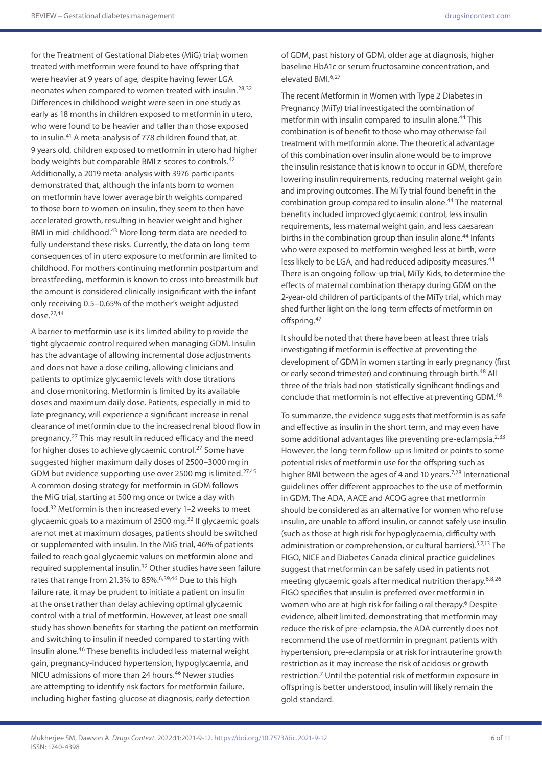for the Treatment of Gestational Diabetes (MiG) trial; women treated with metformin were found to have offspring that were heavier at 9 years of age, despite having fewer LGA neonates when compared to women treated with insulin.[28,32] Differences in childhood weight were seen in one study as early as 18 months in children exposed to metformin in utero, who were found to be heavier and taller than those exposed to insulin.[41] A meta-analysis of 778 children found that, at 9 years old, children exposed to metformin in utero had higher body weights but comparable BMI z-scores to controls.[42] Additionally, a 2019 meta-analysis with 3976 participants demonstrated that, although the infants born to women on metformin have lower average birth weights compared to those born to women on insulin, they seem to then have accelerated growth, resulting in heavier weight and higher BMI in mid-childhood.[43] More long-term data are needed to fully understand these risks. Currently, the data on long-term consequences of in utero exposure to metformin are limited to childhood. For mothers continuing metformin postpartum and breastfeeding, metformin is known to cross into breastmilk but the amount is considered clinically insignificant with the infant only receiving 0.5–0.65% of the mother's weight-adjusted dose.[27,44]

A barrier to metformin use is its limited ability to provide the tight glycaemic control required when managing GDM. Insulin has the advantage of allowing incremental dose adjustments and does not have a dose ceiling, allowing clinicians and patients to optimize glycaemic levels with dose titrations and close monitoring. Metformin is limited by its available doses and maximum daily dose. Patients, especially in mid to late pregnancy, will experience a significant increase in renal clearance of metformin due to the increased renal blood flow in pregnancy.[27] This may result in reduced efficacy and the need for higher doses to achieve glycaemic control.[27] Some have suggested higher maximum daily doses of 2500–3000 mg in GDM but evidence supporting use over 2500 mg is limited.[27,45] A common dosing strategy for metformin in GDM follows the MiG trial, starting at 500 mg once or twice a day with food.[32] Metformin is then increased every 1–2 weeks to meet glycaemic goals to a maximum of 2500 mg.[32] If glycaemic goals are not met at maximum dosages, patients should be switched or supplemented with insulin. In the MiG trial, 46% of patients failed to reach goal glycaemic values on metformin alone and required supplemental insulin.[32] Other studies have seen failure rates that range from 21.3% to 85%.[6,39,46] Due to this high failure rate, it may be prudent to initiate a patient on insulin at the onset rather than delay achieving optimal glycaemic control with a trial of metformin. However, at least one small study has shown benefits for starting the patient on metformin and switching to insulin if needed compared to starting with insulin alone.[46] These benefits included less maternal weight gain, pregnancy-induced hypertension, hypoglycaemia, and NICU admissions of more than 24 hours.[46] Newer studies are attempting to identify risk factors for metformin failure, including higher fasting glucose at diagnosis, early detection of GDM, past history of GDM, older age at diagnosis, higher baseline HbA1c or serum fructosamine concentration, and elevated BMI.[6,27]

The recent Metformin in Women with Type 2 Diabetes in Pregnancy (MiTy) trial investigated the combination of metformin with insulin compared to insulin alone.[44] This combination is of benefit to those who may otherwise fail treatment with metformin alone. The theoretical advantage of this combination over insulin alone would be to improve the insulin resistance that is known to occur in GDM, therefore lowering insulin requirements, reducing maternal weight gain and improving outcomes. The MiTy trial found benefit in the combination group compared to insulin alone.[44] The maternal benefits included improved glycaemic control, less insulin requirements, less maternal weight gain, and less caesarean births in the combination group than insulin alone.[44] Infants who were exposed to metformin weighed less at birth, were less likely to be LGA, and had reduced adiposity measures.[44] There is an ongoing follow-up trial, MiTy Kids, to determine the effects of maternal combination therapy during GDM on the 2-year-old children of participants of the MiTy trial, which may shed further light on the long-term effects of metformin on offspring.[47]

It should be noted that there have been at least three trials investigating if metformin is effective at preventing the development of GDM in women starting in early pregnancy (first or early second trimester) and continuing through birth.[48] All three of the trials had non-statistically significant findings and conclude that metformin is not effective at preventing GDM.[48]

To summarize, the evidence suggests that metformin is as safe and effective as insulin in the short term, and may even have some additional advantages like preventing pre-eclampsia.[2,33] However, the long-term follow-up is limited or points to some potential risks of metformin use for the offspring such as higher BMI between the ages of 4 and 10 years.[7,28] International guidelines offer different approaches to the use of metformin in GDM. The ADA, AACE and ACOG agree that metformin should be considered as an alternative for women who refuse insulin, are unable to afford insulin, or cannot safely use insulin (such as those at high risk for hypoglycaemia, difficulty with administration or comprehension, or cultural barriers).[5,7,13] The FIGO, NICE and Diabetes Canada clinical practice guidelines suggest that metformin can be safely used in patients not meeting glycaemic goals after medical nutrition therapy.[6,8,26] FIGO specifies that insulin is preferred over metformin in women who are at high risk for failing oral therapy.[6] Despite evidence, albeit limited, demonstrating that metformin may reduce the risk of pre-eclampsia, the ADA currently does not recommend the use of metformin in pregnant patients with hypertension, pre-eclampsia or at risk for intrauterine growth restriction as it may increase the risk of acidosis or growth restriction.[7] Until the potential risk of metformin exposure in offspring is better understood, insulin will likely remain the gold standard.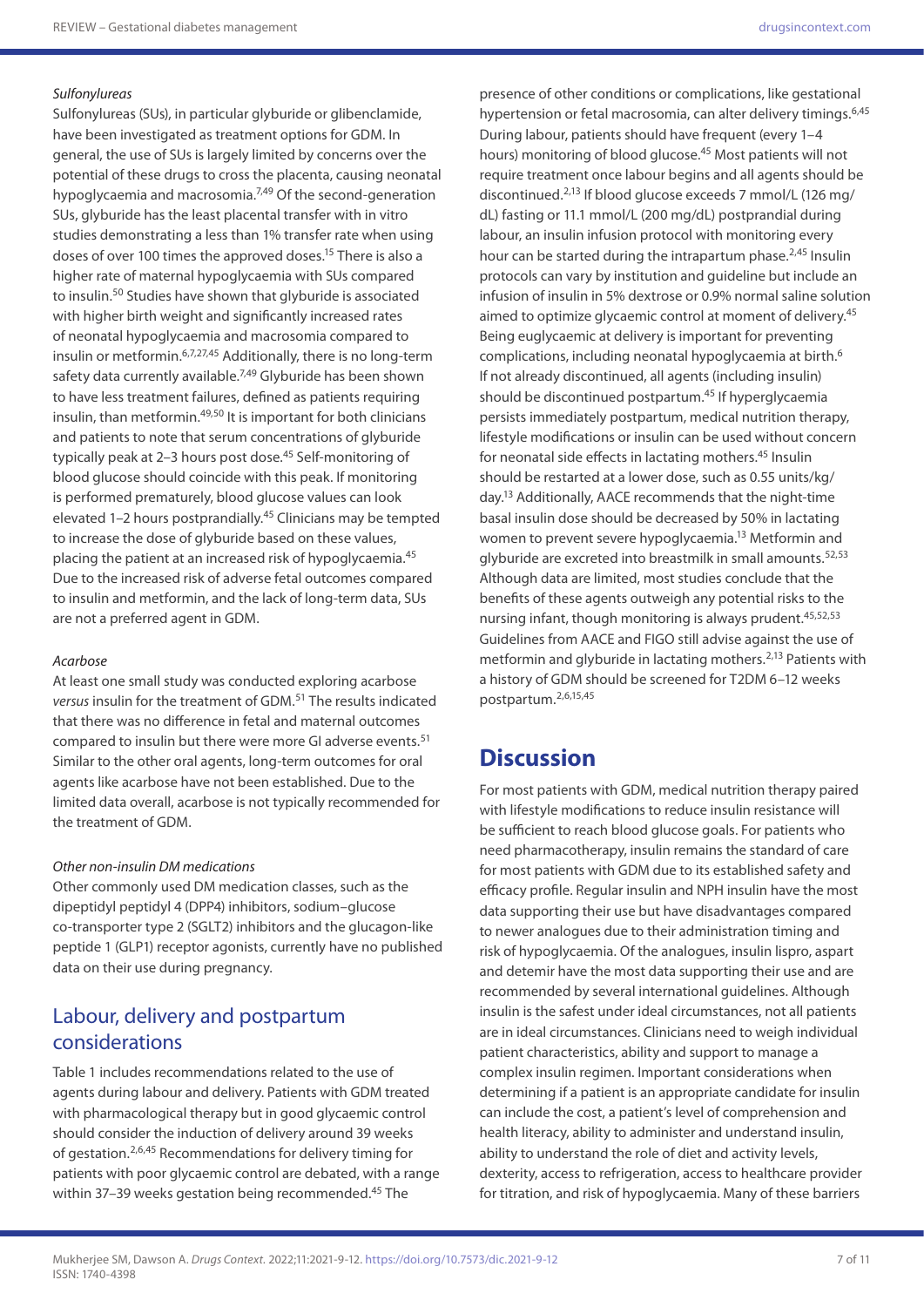#### *Sulfonylureas*

Sulfonylureas (SUs), in particular glyburide or glibenclamide, have been investigated as treatment options for GDM. In general, the use of SUs is largely limited by concerns over the potential of these drugs to cross the placenta, causing neonatal hypoglycaemia and macrosomia.[7,49] Of the second-generation SUs, glyburide has the least placental transfer with in vitro studies demonstrating a less than 1% transfer rate when using doses of over 100 times the approved doses.[15] There is also a higher rate of maternal hypoglycaemia with SUs compared to insulin.[50] Studies have shown that glyburide is associated with higher birth weight and significantly increased rates of neonatal hypoglycaemia and macrosomia compared to insulin or metformin.[6,7,27,45] Additionally, there is no long-term safety data currently available.[7,49] Glyburide has been shown to have less treatment failures, defined as patients requiring insulin, than metformin.[49,50] It is important for both clinicians and patients to note that serum concentrations of glyburide typically peak at 2–3 hours post dose.[45] Self-monitoring of blood glucose should coincide with this peak. If monitoring is performed prematurely, blood glucose values can look elevated 1–2 hours postprandially.[45] Clinicians may be tempted to increase the dose of glyburide based on these values, placing the patient at an increased risk of hypoglycaemia.[45] Due to the increased risk of adverse fetal outcomes compared to insulin and metformin, and the lack of long-term data, SUs are not a preferred agent in GDM.

#### *Acarbose*

At least one small study was conducted exploring acarbose *versus* insulin for the treatment of GDM.[51] The results indicated that there was no difference in fetal and maternal outcomes compared to insulin but there were more GI adverse events.[51] Similar to the other oral agents, long-term outcomes for oral agents like acarbose have not been established. Due to the limited data overall, acarbose is not typically recommended for the treatment of GDM.

#### *Other non-insulin DM medications*

Other commonly used DM medication classes, such as the dipeptidyl peptidyl 4 (DPP4) inhibitors, sodium–glucose co-transporter type 2 (SGLT2) inhibitors and the glucagon-like peptide 1 (GLP1) receptor agonists, currently have no published data on their use during pregnancy.

## Labour, delivery and postpartum considerations

Table 1 includes recommendations related to the use of agents during labour and delivery. Patients with GDM treated with pharmacological therapy but in good glycaemic control should consider the induction of delivery around 39 weeks of gestation.[2,6,45] Recommendations for delivery timing for patients with poor glycaemic control are debated, with a range within 37–39 weeks gestation being recommended.[45] The presence of other conditions or complications, like gestational hypertension or fetal macrosomia, can alter delivery timings.[6,45] During labour, patients should have frequent (every 1–4 hours) monitoring of blood glucose.[45] Most patients will not require treatment once labour begins and all agents should be discontinued.[2,13] If blood glucose exceeds 7 mmol/L (126 mg/dL) fasting or 11.1 mmol/L (200 mg/dL) postprandial during labour, an insulin infusion protocol with monitoring every hour can be started during the intrapartum phase.[2,45] Insulin protocols can vary by institution and guideline but include an infusion of insulin in 5% dextrose or 0.9% normal saline solution aimed to optimize glycaemic control at moment of delivery.[45] Being euglycaemic at delivery is important for preventing complications, including neonatal hypoglycaemia at birth.[6] If not already discontinued, all agents (including insulin) should be discontinued postpartum.[45] If hyperglycaemia persists immediately postpartum, medical nutrition therapy, lifestyle modifications or insulin can be used without concern for neonatal side effects in lactating mothers.[45] Insulin should be restarted at a lower dose, such as 0.55 units/kg/day.[13] Additionally, AACE recommends that the night-time basal insulin dose should be decreased by 50% in lactating women to prevent severe hypoglycaemia.[13] Metformin and glyburide are excreted into breastmilk in small amounts.[52,53] Although data are limited, most studies conclude that the benefits of these agents outweigh any potential risks to the nursing infant, though monitoring is always prudent.[45,52,53] Guidelines from AACE and FIGO still advise against the use of metformin and glyburide in lactating mothers.[2,13] Patients with a history of GDM should be screened for T2DM 6–12 weeks postpartum.[2,6,15,45]

# Discussion

For most patients with GDM, medical nutrition therapy paired with lifestyle modifications to reduce insulin resistance will be sufficient to reach blood glucose goals. For patients who need pharmacotherapy, insulin remains the standard of care for most patients with GDM due to its established safety and efficacy profile. Regular insulin and NPH insulin have the most data supporting their use but have disadvantages compared to newer analogues due to their administration timing and risk of hypoglycaemia. Of the analogues, insulin lispro, aspart and detemir have the most data supporting their use and are recommended by several international guidelines. Although insulin is the safest under ideal circumstances, not all patients are in ideal circumstances. Clinicians need to weigh individual patient characteristics, ability and support to manage a complex insulin regimen. Important considerations when determining if a patient is an appropriate candidate for insulin can include the cost, a patient's level of comprehension and health literacy, ability to administer and understand insulin, ability to understand the role of diet and activity levels, dexterity, access to refrigeration, access to healthcare provider for titration, and risk of hypoglycaemia. Many of these barriers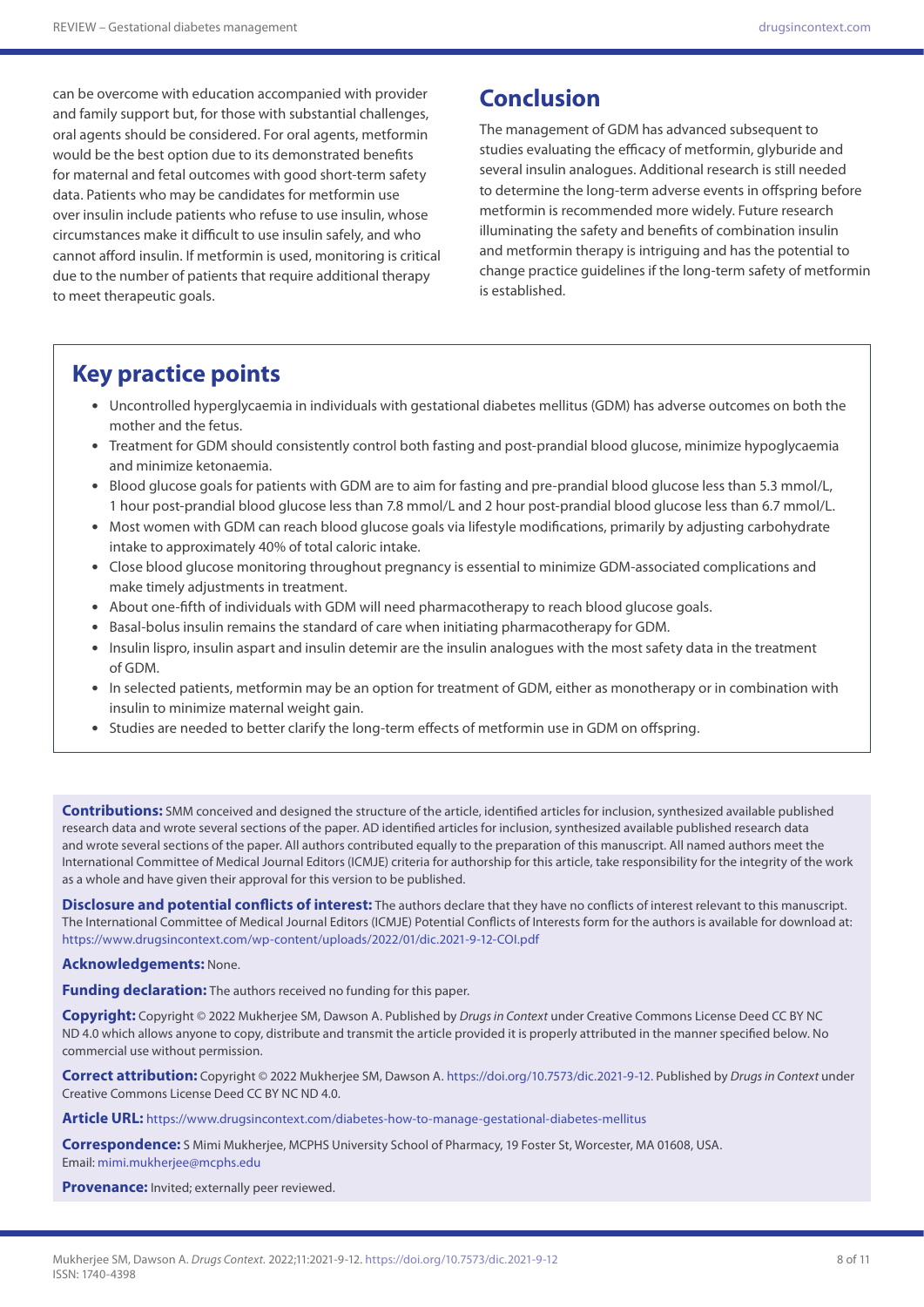can be overcome with education accompanied with provider and family support but, for those with substantial challenges, oral agents should be considered. For oral agents, metformin would be the best option due to its demonstrated benefits for maternal and fetal outcomes with good short-term safety data. Patients who may be candidates for metformin use over insulin include patients who refuse to use insulin, whose circumstances make it difficult to use insulin safely, and who cannot afford insulin. If metformin is used, monitoring is critical due to the number of patients that require additional therapy to meet therapeutic goals.

## Conclusion

The management of GDM has advanced subsequent to studies evaluating the efficacy of metformin, glyburide and several insulin analogues. Additional research is still needed to determine the long-term adverse events in offspring before metformin is recommended more widely. Future research illuminating the safety and benefits of combination insulin and metformin therapy is intriguing and has the potential to change practice guidelines if the long-term safety of metformin is established.

## Key practice points

- Uncontrolled hyperglycaemia in individuals with gestational diabetes mellitus (GDM) has adverse outcomes on both the mother and the fetus.
- Treatment for GDM should consistently control both fasting and post-prandial blood glucose, minimize hypoglycaemia and minimize ketonaemia.
- Blood glucose goals for patients with GDM are to aim for fasting and pre-prandial blood glucose less than 5.3 mmol/L, 1 hour post-prandial blood glucose less than 7.8 mmol/L and 2 hour post-prandial blood glucose less than 6.7 mmol/L.
- Most women with GDM can reach blood glucose goals via lifestyle modifications, primarily by adjusting carbohydrate intake to approximately 40% of total caloric intake.
- Close blood glucose monitoring throughout pregnancy is essential to minimize GDM-associated complications and make timely adjustments in treatment.
- About one-fifth of individuals with GDM will need pharmacotherapy to reach blood glucose goals.
- Basal-bolus insulin remains the standard of care when initiating pharmacotherapy for GDM.
- Insulin lispro, insulin aspart and insulin detemir are the insulin analogues with the most safety data in the treatment of GDM.
- In selected patients, metformin may be an option for treatment of GDM, either as monotherapy or in combination with insulin to minimize maternal weight gain.
- Studies are needed to better clarify the long-term effects of metformin use in GDM on offspring.

**Contributions:** SMM conceived and designed the structure of the article, identified articles for inclusion, synthesized available published research data and wrote several sections of the paper. AD identified articles for inclusion, synthesized available published research data and wrote several sections of the paper. All authors contributed equally to the preparation of this manuscript. All named authors meet the International Committee of Medical Journal Editors (ICMJE) criteria for authorship for this article, take responsibility for the integrity of the work as a whole and have given their approval for this version to be published.

**Disclosure and potential conflicts of interest:** The authors declare that they have no conflicts of interest relevant to this manuscript. The International Committee of Medical Journal Editors (ICMJE) Potential Conflicts of Interests form for the authors is available for download at: https://www.drugsincontext.com/wp-content/uploads/2022/01/dic.2021-9-12-COI.pdf

**Acknowledgements:** None.

**Funding declaration:** The authors received no funding for this paper.

**Copyright:** Copyright © 2022 Mukherjee SM, Dawson A. Published by *Drugs in Context* under Creative Commons License Deed CC BY NC ND 4.0 which allows anyone to copy, distribute and transmit the article provided it is properly attributed in the manner specified below. No commercial use without permission.

**Correct attribution:** Copyright © 2022 Mukherjee SM, Dawson A. https://doi.org/10.7573/dic.2021-9-12. Published by *Drugs in Context* under Creative Commons License Deed CC BY NC ND 4.0.

**Article URL:** https://www.drugsincontext.com/diabetes-how-to-manage-gestational-diabetes-mellitus

**Correspondence:** S Mimi Mukherjee, MCPHS University School of Pharmacy, 19 Foster St, Worcester, MA 01608, USA. Email: mimi.mukherjee@mcphs.edu

**Provenance:** Invited; externally peer reviewed.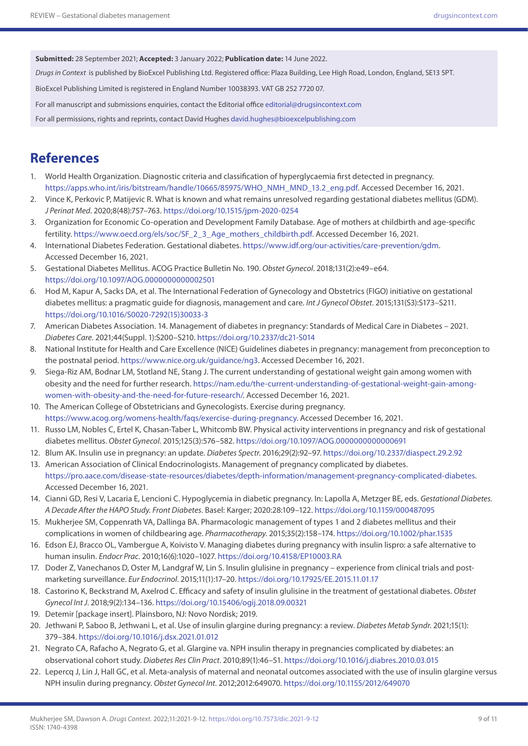**Submitted:** 28 September 2021; **Accepted:** 3 January 2022; **Publication date:** 14 June 2022.

*Drugs in Context* is published by BioExcel Publishing Ltd. Registered office: Plaza Building, Lee High Road, London, England, SE13 5PT.

BioExcel Publishing Limited is registered in England Number 10038393. VAT GB 252 7720 07.

For all manuscript and submissions enquiries, contact the Editorial office editorial@drugsincontext.com

For all permissions, rights and reprints, contact David Hughes david.hughes@bioexcelpublishing.com

## References

1. World Health Organization. Diagnostic criteria and classification of hyperglycaemia first detected in pregnancy. https://apps.who.int/iris/bitstream/handle/10665/85975/WHO_NMH_MND_13.2_eng.pdf. Accessed December 16, 2021.
2. Vince K, Perkovic P, Matijevic R. What is known and what remains unresolved regarding gestational diabetes mellitus (GDM). *J Perinat Med*. 2020;8(48):757–763. https://doi.org/10.1515/jpm-2020-0254
3. Organization for Economic Co-operation and Development Family Database. Age of mothers at childbirth and age-specific fertility. https://www.oecd.org/els/soc/SF_2_3_Age_mothers_childbirth.pdf. Accessed December 16, 2021.
4. International Diabetes Federation. Gestational diabetes. https://www.idf.org/our-activities/care-prevention/gdm. Accessed December 16, 2021.
5. Gestational Diabetes Mellitus. ACOG Practice Bulletin No. 190. *Obstet Gynecol*. 2018;131(2):e49–e64. https://doi.org/10.1097/AOG.0000000000002501
6. Hod M, Kapur A, Sacks DA, et al. The International Federation of Gynecology and Obstetrics (FIGO) initiative on gestational diabetes mellitus: a pragmatic guide for diagnosis, management and care. *Int J Gynecol Obstet*. 2015;131(S3):S173–S211. https://doi.org/10.1016/S0020-7292(15)30033-3
7. American Diabetes Association. 14. Management of diabetes in pregnancy: Standards of Medical Care in Diabetes – 2021. *Diabetes Care*. 2021;44(Suppl. 1):S200–S210. https://doi.org/10.2337/dc21-S014
8. National Institute for Health and Care Excellence (NICE) Guidelines diabetes in pregnancy: management from preconception to the postnatal period. https://www.nice.org.uk/guidance/ng3. Accessed December 16, 2021.
9. Siega-Riz AM, Bodnar LM, Stotland NE, Stang J. The current understanding of gestational weight gain among women with obesity and the need for further research. https://nam.edu/the-current-understanding-of-gestational-weight-gain-among-women-with-obesity-and-the-need-for-future-research/. Accessed December 16, 2021.
10. The American College of Obstetricians and Gynecologists. Exercise during pregnancy. https://www.acog.org/womens-health/faqs/exercise-during-pregnancy. Accessed December 16, 2021.
11. Russo LM, Nobles C, Ertel K, Chasan-Taber L, Whitcomb BW. Physical activity interventions in pregnancy and risk of gestational diabetes mellitus. *Obstet Gynecol*. 2015;125(3):576–582. https://doi.org/10.1097/AOG.0000000000000691
12. Blum AK. Insulin use in pregnancy: an update. *Diabetes Spectr*. 2016;29(2):92–97. https://doi.org/10.2337/diaspect.29.2.92
13. American Association of Clinical Endocrinologists. Management of pregnancy complicated by diabetes. https://pro.aace.com/disease-state-resources/diabetes/depth-information/management-pregnancy-complicated-diabetes. Accessed December 16, 2021.
14. Cianni GD, Resi V, Lacaria E, Lencioni C. Hypoglycemia in diabetic pregnancy. In: Lapolla A, Metzger BE, eds. *Gestational Diabetes. A Decade After the HAPO Study. Front Diabetes*. Basel: Karger; 2020:28:109–122. https://doi.org/10.1159/000487095
15. Mukherjee SM, Coppenrath VA, Dallinga BA. Pharmacologic management of types 1 and 2 diabetes mellitus and their complications in women of childbearing age. *Pharmacotherapy*. 2015;35(2):158–174. https://doi.org/10.1002/phar.1535
16. Edson EJ, Bracco OL, Vambergue A, Koivisto V. Managing diabetes during pregnancy with insulin lispro: a safe alternative to human insulin. *Endocr Prac*. 2010;16(6):1020–1027. https://doi.org/10.4158/EP10003.RA
17. Doder Z, Vanechanos D, Oster M, Landgraf W, Lin S. Insulin glulisine in pregnancy – experience from clinical trials and post-marketing surveillance. *Eur Endocrinol*. 2015;11(1):17–20. https://doi.org/10.17925/EE.2015.11.01.17
18. Castorino K, Beckstrand M, Axelrod C. Efficacy and safety of insulin glulisine in the treatment of gestational diabetes. *Obstet Gynecol Int J*. 2018;9(2):134–136. https://doi.org/10.15406/ogij.2018.09.00321
19. Detemir [package insert]. Plainsboro, NJ: Novo Nordisk; 2019.
20. Jethwani P, Saboo B, Jethwani L, et al. Use of insulin glargine during pregnancy: a review. *Diabetes Metab Syndr*. 2021;15(1): 379–384. https://doi.org/10.1016/j.dsx.2021.01.012
21. Negrato CA, Rafacho A, Negrato G, et al. Glargine va. NPH insulin therapy in pregnancies complicated by diabetes: an observational cohort study. *Diabetes Res Clin Pract*. 2010;89(1):46–51. https://doi.org/10.1016/j.diabres.2010.03.015
22. Lepercq J, Lin J, Hall GC, et al. Meta-analysis of maternal and neonatal outcomes associated with the use of insulin glargine versus NPH insulin during pregnancy. *Obstet Gynecol Int*. 2012;2012:649070. https://doi.org/10.1155/2012/649070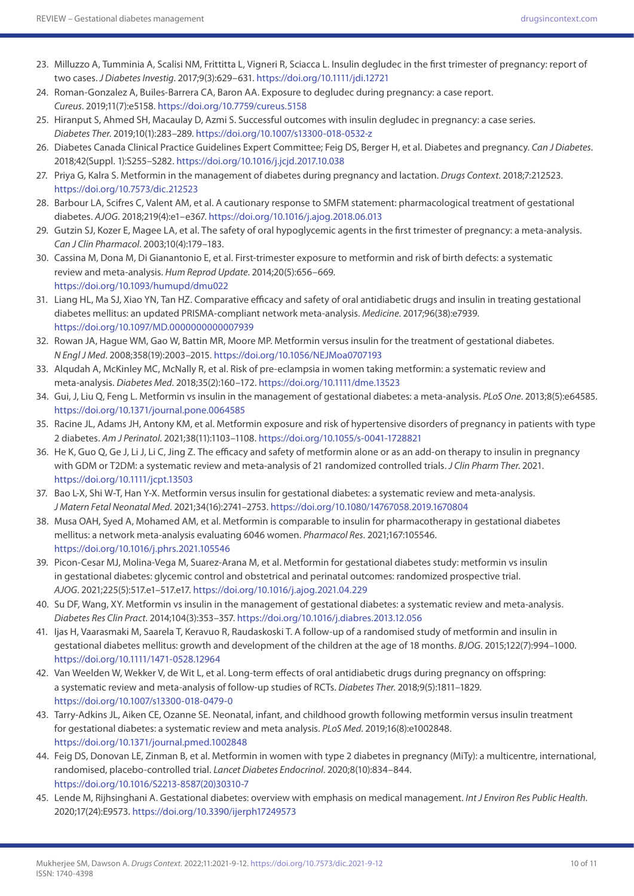23. Milluzzo A, Tumminia A, Scalisi NM, Frittitta L, Vigneri R, Sciacca L. Insulin degludec in the first trimester of pregnancy: report of two cases. *J Diabetes Investig*. 2017;9(3):629–631. https://doi.org/10.1111/jdi.12721
24. Roman-Gonzalez A, Builes-Barrera CA, Baron AA. Exposure to degludec during pregnancy: a case report. *Cureus*. 2019;11(7):e5158. https://doi.org/10.7759/cureus.5158
25. Hiranput S, Ahmed SH, Macaulay D, Azmi S. Successful outcomes with insulin degludec in pregnancy: a case series. *Diabetes Ther*. 2019;10(1):283–289. https://doi.org/10.1007/s13300-018-0532-z
26. Diabetes Canada Clinical Practice Guidelines Expert Committee; Feig DS, Berger H, et al. Diabetes and pregnancy. *Can J Diabetes*. 2018;42(Suppl. 1):S255–S282. https://doi.org/10.1016/j.jcjd.2017.10.038
27. Priya G, Kalra S. Metformin in the management of diabetes during pregnancy and lactation. *Drugs Context*. 2018;7:212523. https://doi.org/10.7573/dic.212523
28. Barbour LA, Scifres C, Valent AM, et al. A cautionary response to SMFM statement: pharmacological treatment of gestational diabetes. *AJOG*. 2018;219(4):e1–e367. https://doi.org/10.1016/j.ajog.2018.06.013
29. Gutzin SJ, Kozer E, Magee LA, et al. The safety of oral hypoglycemic agents in the first trimester of pregnancy: a meta-analysis. *Can J Clin Pharmacol*. 2003;10(4):179–183.
30. Cassina M, Dona M, Di Gianantonio E, et al. First-trimester exposure to metformin and risk of birth defects: a systematic review and meta-analysis. *Hum Reprod Update*. 2014;20(5):656–669. https://doi.org/10.1093/humupd/dmu022
31. Liang HL, Ma SJ, Xiao YN, Tan HZ. Comparative efficacy and safety of oral antidiabetic drugs and insulin in treating gestational diabetes mellitus: an updated PRISMA-compliant network meta-analysis. *Medicine*. 2017;96(38):e7939. https://doi.org/10.1097/MD.0000000000007939
32. Rowan JA, Hague WM, Gao W, Battin MR, Moore MP. Metformin versus insulin for the treatment of gestational diabetes. *N Engl J Med*. 2008;358(19):2003–2015. https://doi.org/10.1056/NEJMoa0707193
33. Alqudah A, McKinley MC, McNally R, et al. Risk of pre-eclampsia in women taking metformin: a systematic review and meta-analysis. *Diabetes Med*. 2018;35(2):160–172. https://doi.org/10.1111/dme.13523
34. Gui, J, Liu Q, Feng L. Metformin vs insulin in the management of gestational diabetes: a meta-analysis. *PLoS One*. 2013;8(5):e64585. https://doi.org/10.1371/journal.pone.0064585
35. Racine JL, Adams JH, Antony KM, et al. Metformin exposure and risk of hypertensive disorders of pregnancy in patients with type 2 diabetes. *Am J Perinatol*. 2021;38(11):1103–1108. https://doi.org/10.1055/s-0041-1728821
36. He K, Guo Q, Ge J, Li J, Li C, Jing Z. The efficacy and safety of metformin alone or as an add-on therapy to insulin in pregnancy with GDM or T2DM: a systematic review and meta-analysis of 21 randomized controlled trials. *J Clin Pharm Ther*. 2021. https://doi.org/10.1111/jcpt.13503
37. Bao L-X, Shi W-T, Han Y-X. Metformin versus insulin for gestational diabetes: a systematic review and meta-analysis. *J Matern Fetal Neonatal Med*. 2021;34(16):2741–2753. https://doi.org/10.1080/14767058.2019.1670804
38. Musa OAH, Syed A, Mohamed AM, et al. Metformin is comparable to insulin for pharmacotherapy in gestational diabetes mellitus: a network meta-analysis evaluating 6046 women. *Pharmacol Res*. 2021;167:105546. https://doi.org/10.1016/j.phrs.2021.105546
39. Picon-Cesar MJ, Molina-Vega M, Suarez-Arana M, et al. Metformin for gestational diabetes study: metformin vs insulin in gestational diabetes: glycemic control and obstetrical and perinatal outcomes: randomized prospective trial. *AJOG*. 2021;225(5):517.e1–517.e17. https://doi.org/10.1016/j.ajog.2021.04.229
40. Su DF, Wang, XY. Metformin vs insulin in the management of gestational diabetes: a systematic review and meta-analysis. *Diabetes Res Clin Pract*. 2014;104(3):353–357. https://doi.org/10.1016/j.diabres.2013.12.056
41. Ijas H, Vaarasmaki M, Saarela T, Keravuo R, Raudaskoski T. A follow-up of a randomised study of metformin and insulin in gestational diabetes mellitus: growth and development of the children at the age of 18 months. *BJOG*. 2015;122(7):994–1000. https://doi.org/10.1111/1471-0528.12964
42. Van Weelden W, Wekker V, de Wit L, et al. Long-term effects of oral antidiabetic drugs during pregnancy on offspring: a systematic review and meta-analysis of follow-up studies of RCTs. *Diabetes Ther*. 2018;9(5):1811–1829. https://doi.org/10.1007/s13300-018-0479-0
43. Tarry-Adkins JL, Aiken CE, Ozanne SE. Neonatal, infant, and childhood growth following metformin versus insulin treatment for gestational diabetes: a systematic review and meta analysis. *PLoS Med*. 2019;16(8):e1002848. https://doi.org/10.1371/journal.pmed.1002848
44. Feig DS, Donovan LE, Zinman B, et al. Metformin in women with type 2 diabetes in pregnancy (MiTy): a multicentre, international, randomised, placebo-controlled trial. *Lancet Diabetes Endocrinol*. 2020;8(10):834–844. https://doi.org/10.1016/S2213-8587(20)30310-7
45. Lende M, Rijhsinghani A. Gestational diabetes: overview with emphasis on medical management. *Int J Environ Res Public Health*. 2020;17(24):E9573. https://doi.org/10.3390/ijerph17249573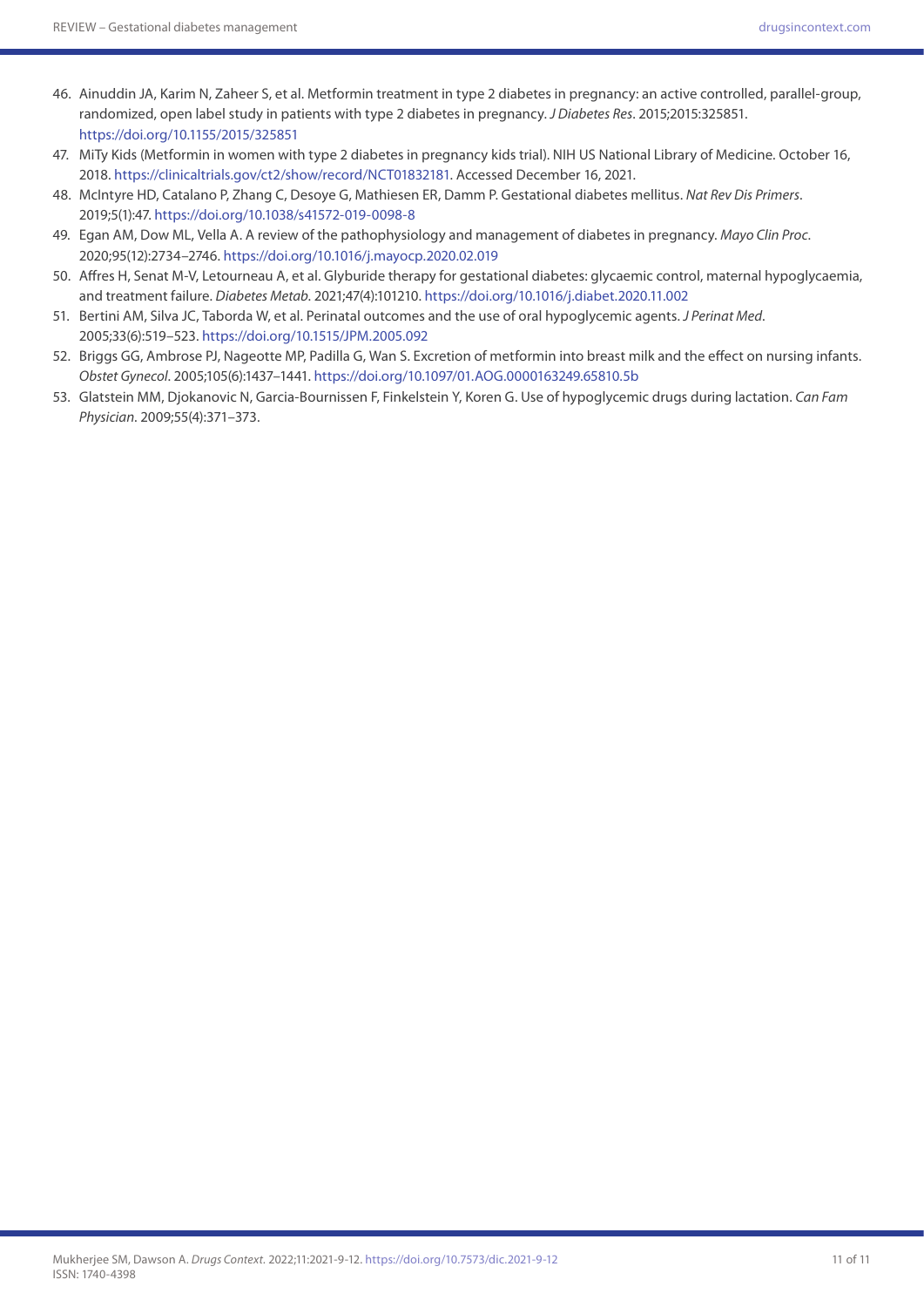46. Ainuddin JA, Karim N, Zaheer S, et al. Metformin treatment in type 2 diabetes in pregnancy: an active controlled, parallel-group, randomized, open label study in patients with type 2 diabetes in pregnancy. *J Diabetes Res*. 2015;2015:325851. https://doi.org/10.1155/2015/325851
47. MiTy Kids (Metformin in women with type 2 diabetes in pregnancy kids trial). NIH US National Library of Medicine. October 16, 2018. https://clinicaltrials.gov/ct2/show/record/NCT01832181. Accessed December 16, 2021.
48. McIntyre HD, Catalano P, Zhang C, Desoye G, Mathiesen ER, Damm P. Gestational diabetes mellitus. *Nat Rev Dis Primers*. 2019;5(1):47. https://doi.org/10.1038/s41572-019-0098-8
49. Egan AM, Dow ML, Vella A. A review of the pathophysiology and management of diabetes in pregnancy. *Mayo Clin Proc*. 2020;95(12):2734–2746. https://doi.org/10.1016/j.mayocp.2020.02.019
50. Affres H, Senat M-V, Letourneau A, et al. Glyburide therapy for gestational diabetes: glycaemic control, maternal hypoglycaemia, and treatment failure. *Diabetes Metab*. 2021;47(4):101210. https://doi.org/10.1016/j.diabet.2020.11.002
51. Bertini AM, Silva JC, Taborda W, et al. Perinatal outcomes and the use of oral hypoglycemic agents. *J Perinat Med*. 2005;33(6):519–523. https://doi.org/10.1515/JPM.2005.092
52. Briggs GG, Ambrose PJ, Nageotte MP, Padilla G, Wan S. Excretion of metformin into breast milk and the effect on nursing infants. *Obstet Gynecol*. 2005;105(6):1437–1441. https://doi.org/10.1097/01.AOG.0000163249.65810.5b
53. Glatstein MM, Djokanovic N, Garcia-Bournissen F, Finkelstein Y, Koren G. Use of hypoglycemic drugs during lactation. *Can Fam Physician*. 2009;55(4):371–373.